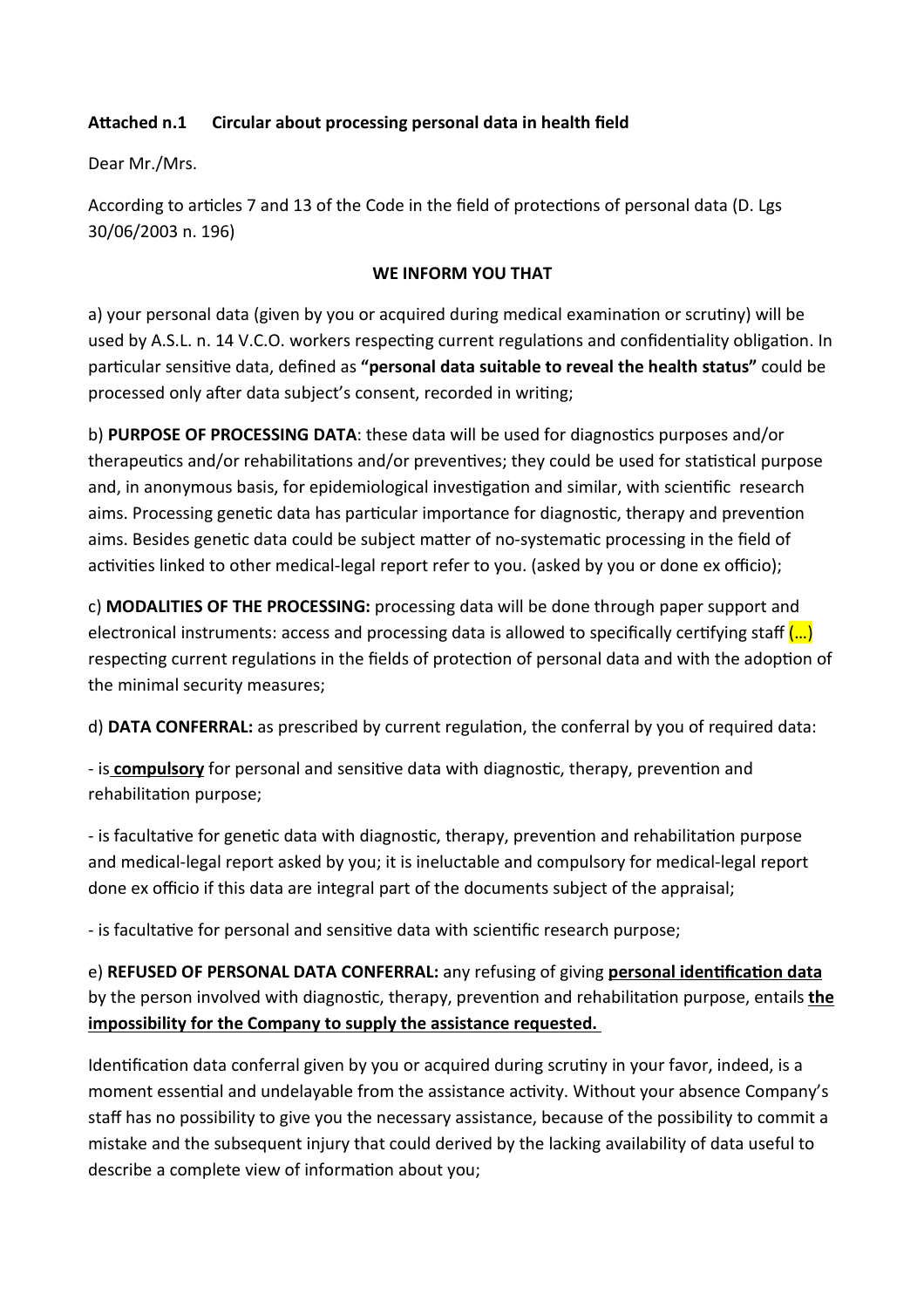**Attached n.1 Circular about processing personal data in health field**

Dear Mr./Mrs.

According to articles 7 and 13 of the Code in the field of protections of personal data (D. Lgs 30/06/2003 n. 196)

**WE INFORM YOU THAT**

a) your personal data (given by you or acquired during medical examination or scrutiny) will be used by A.S.L. n. 14 V.C.O. workers respecting current regulations and confidentiality obligation. In particular sensitive data, defined as **"personal data suitable to reveal the health status"** could be processed only after data subject's consent, recorded in writing;

b) **PURPOSE OF PROCESSING DATA**: these data will be used for diagnostics purposes and/or therapeutics and/or rehabilitations and/or preventives; they could be used for statistical purpose and, in anonymous basis, for epidemiological investigation and similar, with scientific research aims. Processing genetic data has particular importance for diagnostic, therapy and prevention aims. Besides genetic data could be subject matter of no-systematic processing in the field of activities linked to other medical-legal report refer to you. (asked by you or done ex officio);

c) **MODALITIES OF THE PROCESSING:** processing data will be done through paper support and electronical instruments: access and processing data is allowed to specifically certifying staff (…) respecting current regulations in the fields of protection of personal data and with the adoption of the minimal security measures;

d) **DATA CONFERRAL:** as prescribed by current regulation, the conferral by you of required data:

- is **compulsory** for personal and sensitive data with diagnostic, therapy, prevention and rehabilitation purpose;

- is facultative for genetic data with diagnostic, therapy, prevention and rehabilitation purpose and medical-legal report asked by you; it is ineluctable and compulsory for medical-legal report done ex officio if this data are integral part of the documents subject of the appraisal;

- is facultative for personal and sensitive data with scientific research purpose;

e) **REFUSED OF PERSONAL DATA CONFERRAL:** any refusing of giving **personal identification data** by the person involved with diagnostic, therapy, prevention and rehabilitation purpose, entails **the impossibility for the Company to supply the assistance requested.**

Identification data conferral given by you or acquired during scrutiny in your favor, indeed, is a moment essential and undelayable from the assistance activity. Without your absence Company's staff has no possibility to give you the necessary assistance, because of the possibility to commit a mistake and the subsequent injury that could derived by the lacking availability of data useful to describe a complete view of information about you;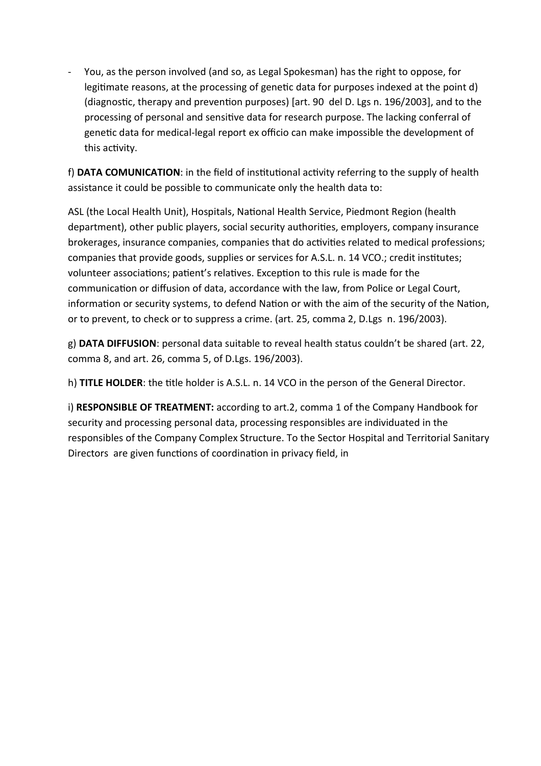- You, as the person involved (and so, as Legal Spokesman) has the right to oppose, for legitimate reasons, at the processing of genetic data for purposes indexed at the point d) (diagnostic, therapy and prevention purposes) [art. 90 del D. Lgs n. 196/2003], and to the processing of personal and sensitive data for research purpose. The lacking conferral of genetic data for medical-legal report ex officio can make impossible the development of this activity.

f) **DATA COMUNICATION**: in the field of institutional activity referring to the supply of health assistance it could be possible to communicate only the health data to:

ASL (the Local Health Unit), Hospitals, National Health Service, Piedmont Region (health department), other public players, social security authorities, employers, company insurance brokerages, insurance companies, companies that do activities related to medical professions; companies that provide goods, supplies or services for A.S.L. n. 14 VCO.; credit institutes; volunteer associations; patient's relatives. Exception to this rule is made for the communication or diffusion of data, accordance with the law, from Police or Legal Court, information or security systems, to defend Nation or with the aim of the security of the Nation, or to prevent, to check or to suppress a crime. (art. 25, comma 2, D.Lgs n. 196/2003).

g) **DATA DIFFUSION**: personal data suitable to reveal health status couldn't be shared (art. 22, comma 8, and art. 26, comma 5, of D.Lgs. 196/2003).

h) **TITLE HOLDER**: the title holder is A.S.L. n. 14 VCO in the person of the General Director.

i) **RESPONSIBLE OF TREATMENT:** according to art.2, comma 1 of the Company Handbook for security and processing personal data, processing responsibles are individuated in the responsibles of the Company Complex Structure. To the Sector Hospital and Territorial Sanitary Directors are given functions of coordination in privacy field, in